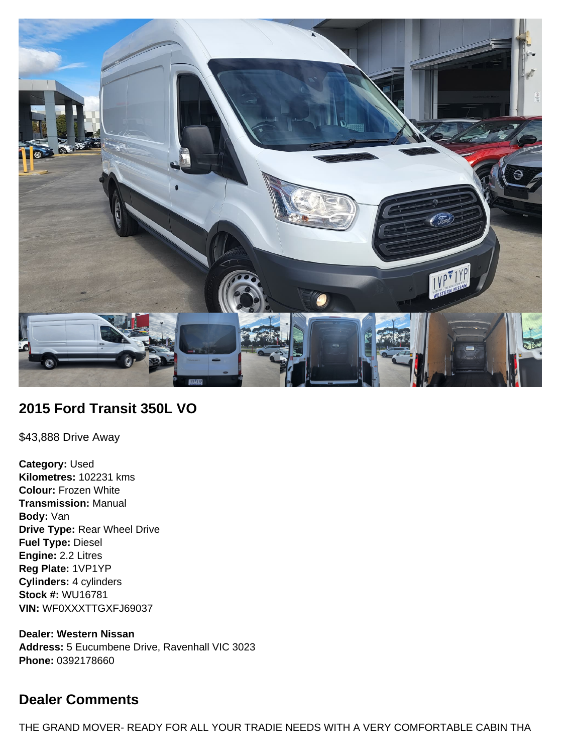## 2015 Ford Transit 350L VO

$43,888 Drive Away

**Category:** Used
**Kilometres:** 102231 kms
**Colour:** Frozen White
**Transmission:** Manual
**Body:** Van
**Drive Type:** Rear Wheel Drive
**Fuel Type:** Diesel
**Engine:** 2.2 Litres
**Reg Plate:** 1VP1YP
**Cylinders:** 4 cylinders
**Stock #:** WU16781
**VIN:** WF0XXXTTGXFJ69037

**Dealer: Western Nissan**
**Address:** 5 Eucumbene Drive, Ravenhall VIC 3023
**Phone:** 0392178660

## Dealer Comments

THE GRAND MOVER- READY FOR ALL YOUR TRADIE NEEDS WITH A VERY COMFORTABLE CABIN THA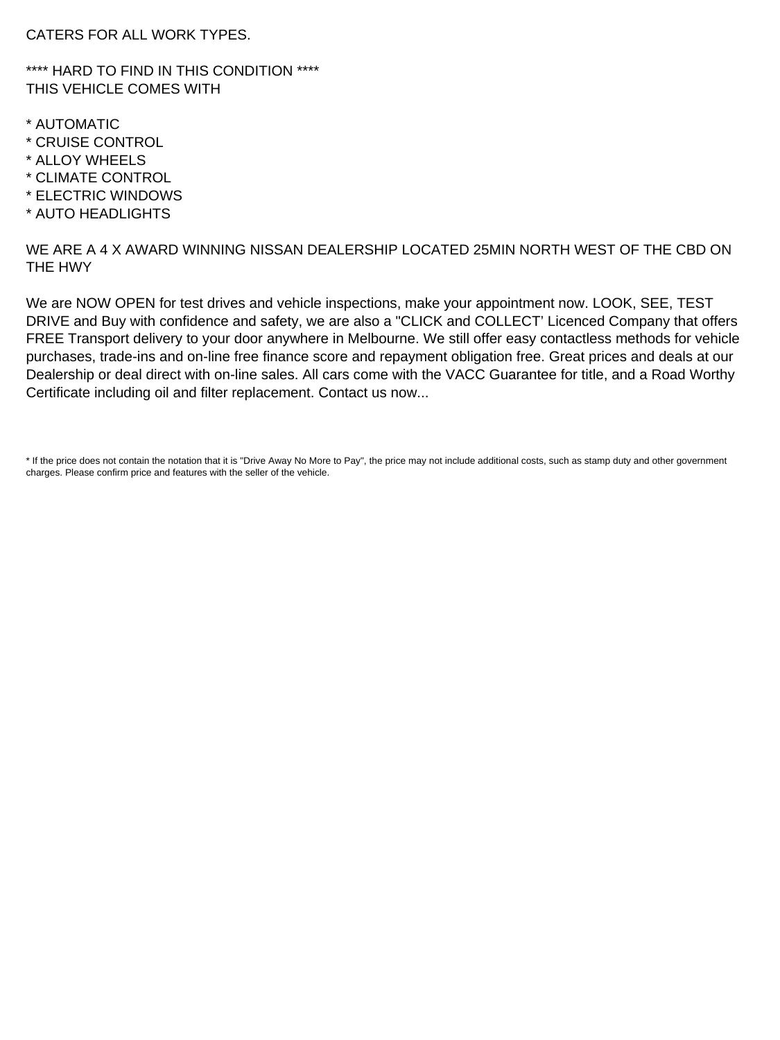CATERS FOR ALL WORK TYPES.

**** HARD TO FIND IN THIS CONDITION ****
THIS VEHICLE COMES WITH

* AUTOMATIC
* CRUISE CONTROL
* ALLOY WHEELS
* CLIMATE CONTROL
* ELECTRIC WINDOWS
* AUTO HEADLIGHTS

WE ARE A 4 X AWARD WINNING NISSAN DEALERSHIP LOCATED 25MIN NORTH WEST OF THE CBD ON THE HWY

We are NOW OPEN for test drives and vehicle inspections, make your appointment now. LOOK, SEE, TEST DRIVE and Buy with confidence and safety, we are also a "CLICK and COLLECT' Licenced Company that offers FREE Transport delivery to your door anywhere in Melbourne. We still offer easy contactless methods for vehicle purchases, trade-ins and on-line free finance score and repayment obligation free. Great prices and deals at our Dealership or deal direct with on-line sales. All cars come with the VACC Guarantee for title, and a Road Worthy Certificate including oil and filter replacement. Contact us now...

* If the price does not contain the notation that it is "Drive Away No More to Pay", the price may not include additional costs, such as stamp duty and other government charges. Please confirm price and features with the seller of the vehicle.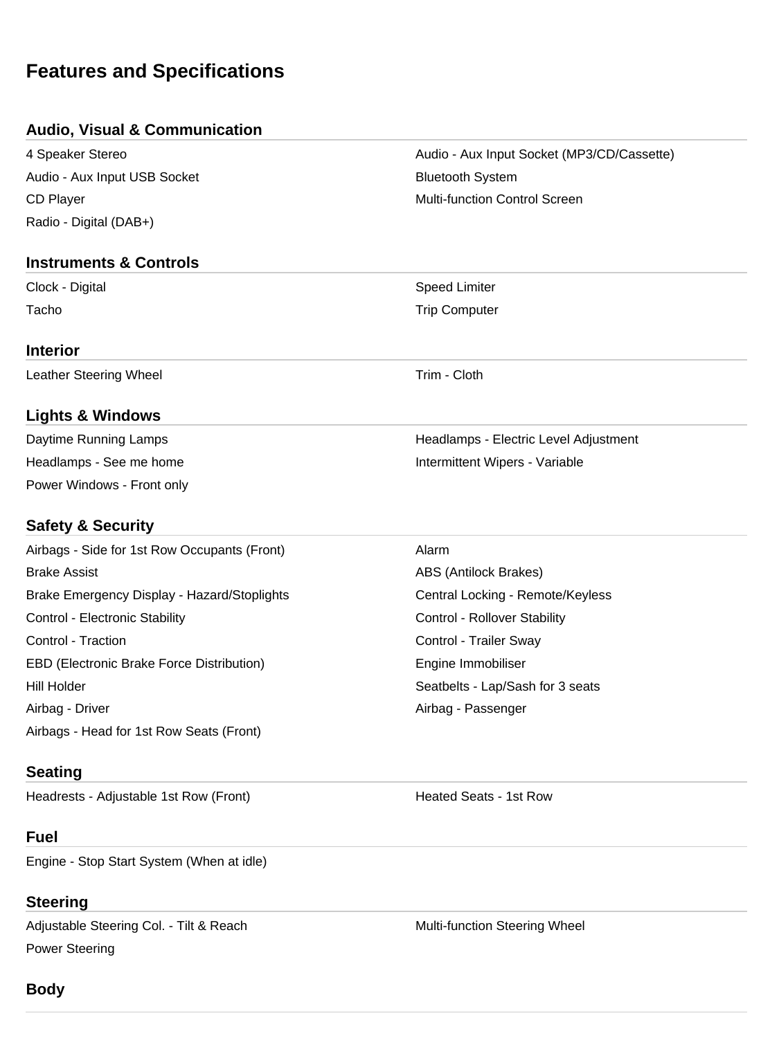# Features and Specifications

## Audio, Visual & Communication

- 4 Speaker Stereo
- Audio - Aux Input Socket (MP3/CD/Cassette)
- Audio - Aux Input USB Socket
- Bluetooth System
- CD Player
- Multi-function Control Screen
- Radio - Digital (DAB+)

## Instruments & Controls

- Clock - Digital
- Speed Limiter
- Tacho
- Trip Computer

## Interior

- Leather Steering Wheel
- Trim - Cloth

## Lights & Windows

- Daytime Running Lamps
- Headlamps - Electric Level Adjustment
- Headlamps - See me home
- Intermittent Wipers - Variable
- Power Windows - Front only

## Safety & Security

- Airbags - Side for 1st Row Occupants (Front)
- Alarm
- Brake Assist
- ABS (Antilock Brakes)
- Brake Emergency Display - Hazard/Stoplights
- Central Locking - Remote/Keyless
- Control - Electronic Stability
- Control - Rollover Stability
- Control - Traction
- Control - Trailer Sway
- EBD (Electronic Brake Force Distribution)
- Engine Immobiliser
- Hill Holder
- Seatbelts - Lap/Sash for 3 seats
- Airbag - Driver
- Airbag - Passenger
- Airbags - Head for 1st Row Seats (Front)

## Seating

- Headrests - Adjustable 1st Row (Front)
- Heated Seats - 1st Row

## Fuel

- Engine - Stop Start System (When at idle)

## Steering

- Adjustable Steering Col. - Tilt & Reach
- Multi-function Steering Wheel
- Power Steering

## Body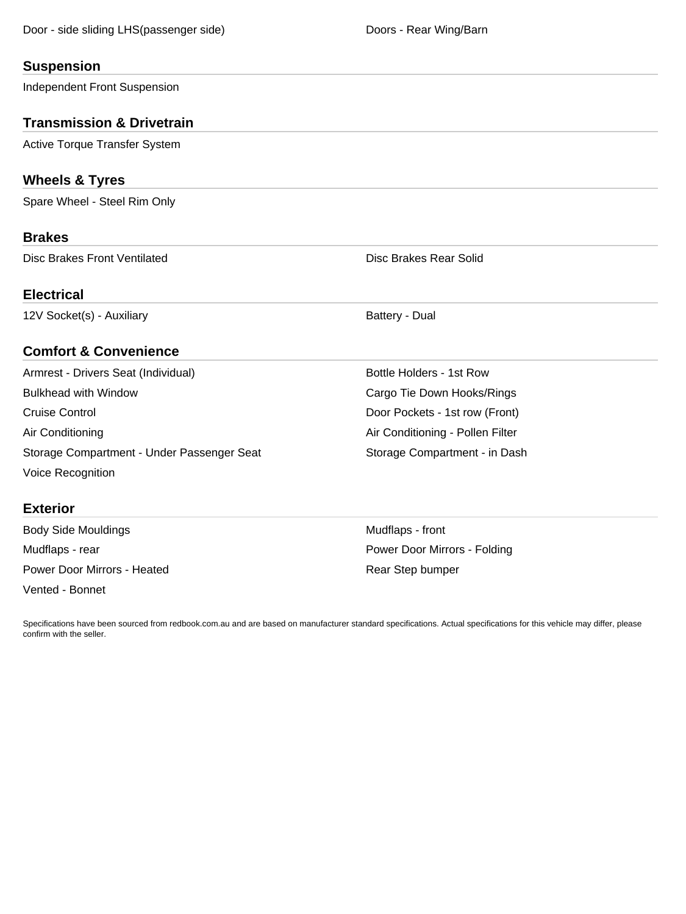Door - side sliding LHS(passenger side)

Doors - Rear Wing/Barn

## Suspension

Independent Front Suspension

## Transmission & Drivetrain

Active Torque Transfer System

## Wheels & Tyres

Spare Wheel - Steel Rim Only

## Brakes

Disc Brakes Front Ventilated

Disc Brakes Rear Solid

## Electrical

12V Socket(s) - Auxiliary

Battery - Dual

## Comfort & Convenience

Armrest - Drivers Seat (Individual)

Bottle Holders - 1st Row

Bulkhead with Window

Cargo Tie Down Hooks/Rings

Cruise Control

Door Pockets - 1st row (Front)

Air Conditioning

Air Conditioning - Pollen Filter

Storage Compartment - Under Passenger Seat

Storage Compartment - in Dash

Voice Recognition

## Exterior

Body Side Mouldings

Mudflaps - front

Mudflaps - rear

Power Door Mirrors - Folding

Power Door Mirrors - Heated

Rear Step bumper

Vented - Bonnet

Specifications have been sourced from redbook.com.au and are based on manufacturer standard specifications. Actual specifications for this vehicle may differ, please confirm with the seller.